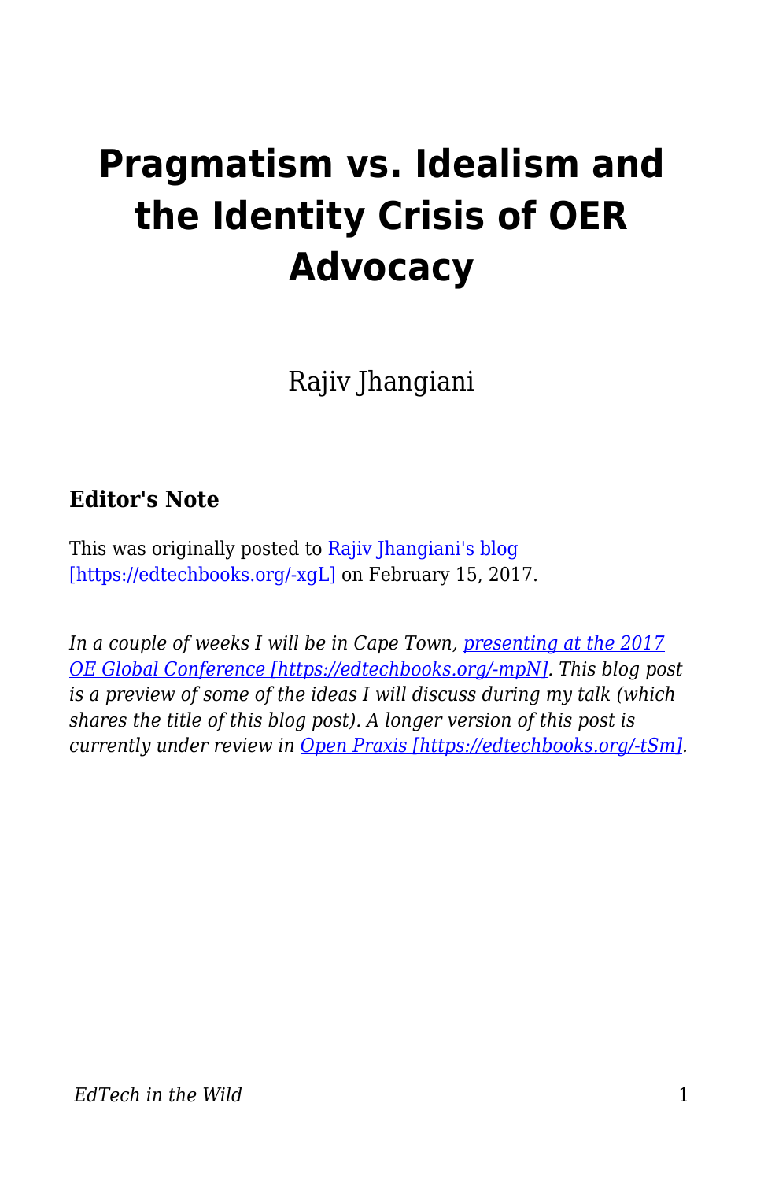# Pragmatism vs. Idealism and the Identity Crisis of OER Advocacy

Rajiv Jhangiani

### Editor's Note

This was originally posted to [Rajiv Jhangiani's blog [https://edtechbooks.org/-xgL]](https://edtechbooks.org/-xgL) on February 15, 2017.

*In a couple of weeks I will be in Cape Town, [presenting at the 2017 OE Global Conference [https://edtechbooks.org/-mpN]](https://edtechbooks.org/-mpN). This blog post is a preview of some of the ideas I will discuss during my talk (which shares the title of this blog post). A longer version of this post is currently under review in [Open Praxis [https://edtechbooks.org/-tSm]](https://edtechbooks.org/-tSm).*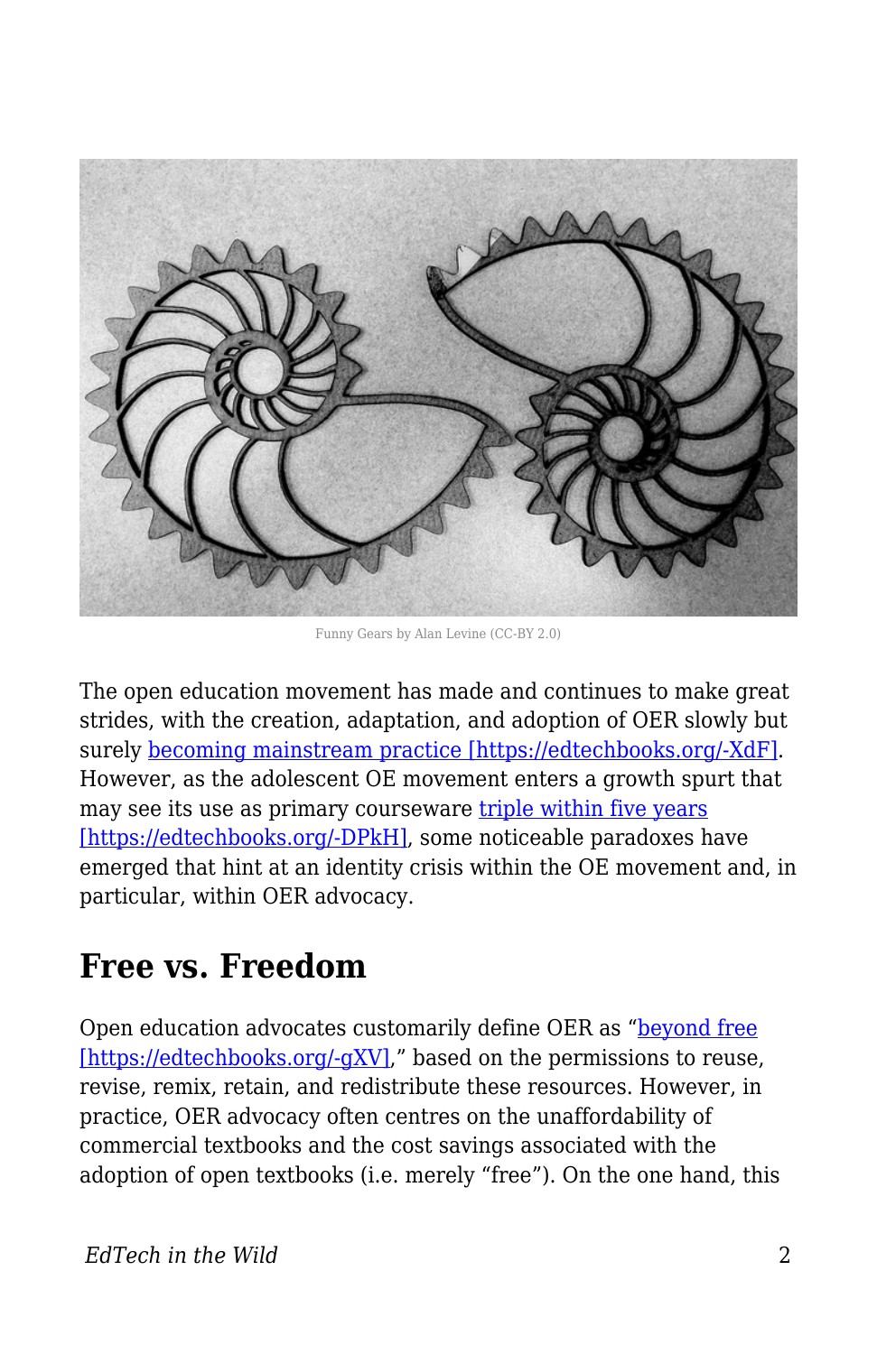Funny Gears by Alan Levine (CC-BY 2.0)

The open education movement has made and continues to make great strides, with the creation, adaptation, and adoption of OER slowly but surely [becoming mainstream practice [https://edtechbooks.org/-XdF]](https://edtechbooks.org/-XdF). However, as the adolescent OE movement enters a growth spurt that may see its use as primary courseware [triple within five years [https://edtechbooks.org/-DPkH]](https://edtechbooks.org/-DPkH), some noticeable paradoxes have emerged that hint at an identity crisis within the OE movement and, in particular, within OER advocacy.

## Free vs. Freedom

Open education advocates customarily define OER as "[beyond free [https://edtechbooks.org/-gXV]](https://edtechbooks.org/-gXV)," based on the permissions to reuse, revise, remix, retain, and redistribute these resources. However, in practice, OER advocacy often centres on the unaffordability of commercial textbooks and the cost savings associated with the adoption of open textbooks (i.e. merely "free"). On the one hand, this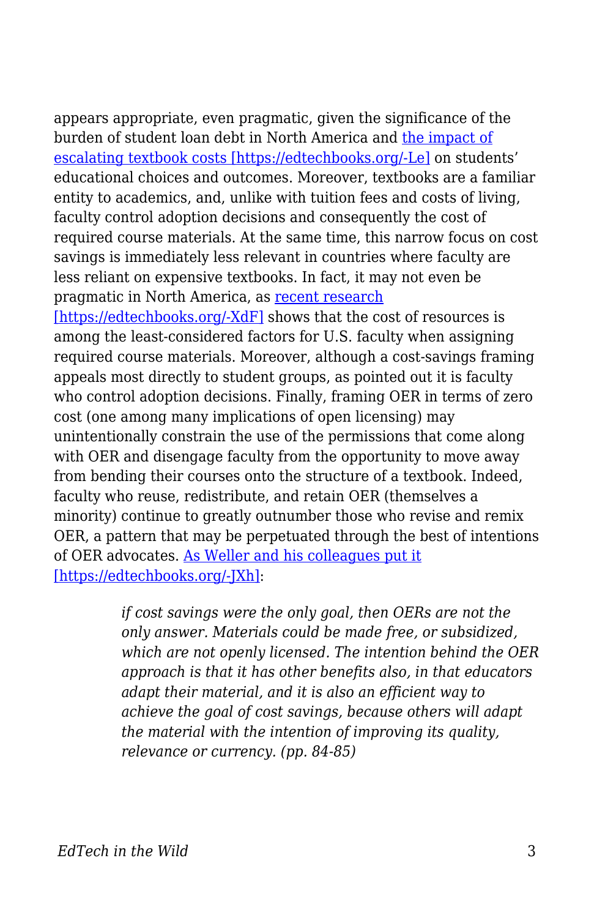appears appropriate, even pragmatic, given the significance of the burden of student loan debt in North America and [the impact of escalating textbook costs [https://edtechbooks.org/-Le]](https://edtechbooks.org/-Le) on students' educational choices and outcomes. Moreover, textbooks are a familiar entity to academics, and, unlike with tuition fees and costs of living, faculty control adoption decisions and consequently the cost of required course materials. At the same time, this narrow focus on cost savings is immediately less relevant in countries where faculty are less reliant on expensive textbooks. In fact, it may not even be pragmatic in North America, as [recent research [https://edtechbooks.org/-XdF]](https://edtechbooks.org/-XdF) shows that the cost of resources is among the least-considered factors for U.S. faculty when assigning required course materials. Moreover, although a cost-savings framing appeals most directly to student groups, as pointed out it is faculty who control adoption decisions. Finally, framing OER in terms of zero cost (one among many implications of open licensing) may unintentionally constrain the use of the permissions that come along with OER and disengage faculty from the opportunity to move away from bending their courses onto the structure of a textbook. Indeed, faculty who reuse, redistribute, and retain OER (themselves a minority) continue to greatly outnumber those who revise and remix OER, a pattern that may be perpetuated through the best of intentions of OER advocates. [As Weller and his colleagues put it [https://edtechbooks.org/-JXh]](https://edtechbooks.org/-JXh):

> *if cost savings were the only goal, then OERs are not the only answer. Materials could be made free, or subsidized, which are not openly licensed. The intention behind the OER approach is that it has other benefits also, in that educators adapt their material, and it is also an efficient way to achieve the goal of cost savings, because others will adapt the material with the intention of improving its quality, relevance or currency. (pp. 84-85)*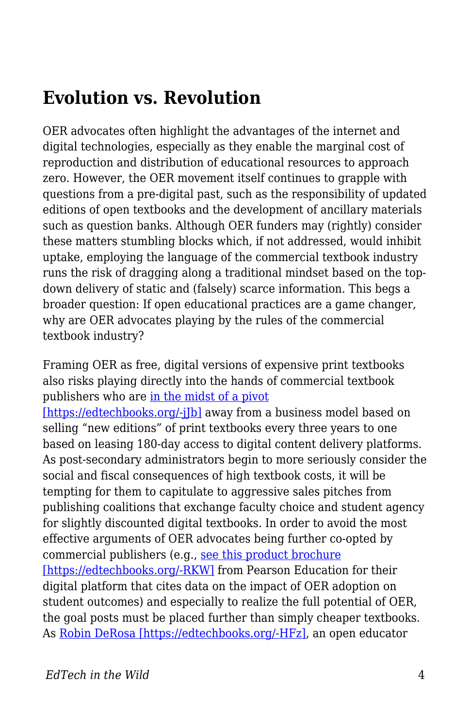## Evolution vs. Revolution

OER advocates often highlight the advantages of the internet and digital technologies, especially as they enable the marginal cost of reproduction and distribution of educational resources to approach zero. However, the OER movement itself continues to grapple with questions from a pre-digital past, such as the responsibility of updated editions of open textbooks and the development of ancillary materials such as question banks. Although OER funders may (rightly) consider these matters stumbling blocks which, if not addressed, would inhibit uptake, employing the language of the commercial textbook industry runs the risk of dragging along a traditional mindset based on the top-down delivery of static and (falsely) scarce information. This begs a broader question: If open educational practices are a game changer, why are OER advocates playing by the rules of the commercial textbook industry?

Framing OER as free, digital versions of expensive print textbooks also risks playing directly into the hands of commercial textbook publishers who are in the midst of a pivot [https://edtechbooks.org/-jJb] away from a business model based on selling "new editions" of print textbooks every three years to one based on leasing 180-day access to digital content delivery platforms. As post-secondary administrators begin to more seriously consider the social and fiscal consequences of high textbook costs, it will be tempting for them to capitulate to aggressive sales pitches from publishing coalitions that exchange faculty choice and student agency for slightly discounted digital textbooks. In order to avoid the most effective arguments of OER advocates being further co-opted by commercial publishers (e.g., see this product brochure [https://edtechbooks.org/-RKW] from Pearson Education for their digital platform that cites data on the impact of OER adoption on student outcomes) and especially to realize the full potential of OER, the goal posts must be placed further than simply cheaper textbooks. As Robin DeRosa [https://edtechbooks.org/-HFz], an open educator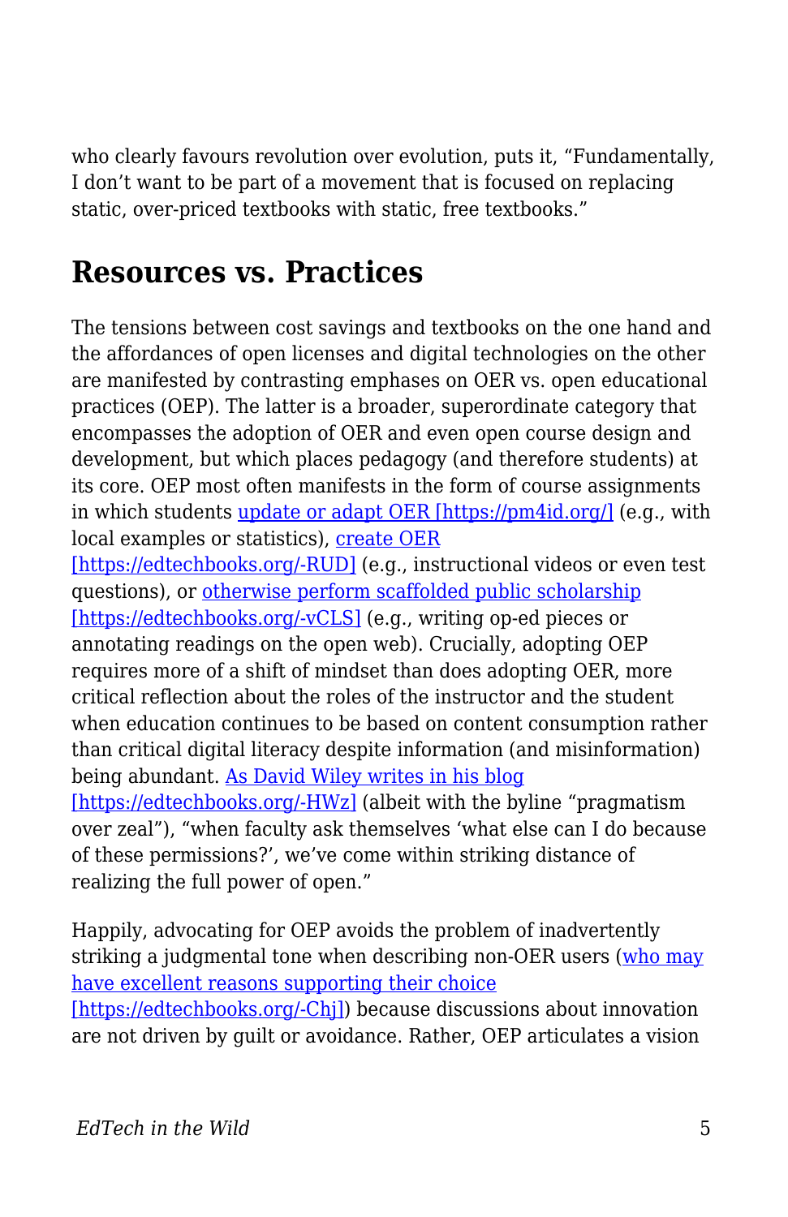who clearly favours revolution over evolution, puts it, “Fundamentally, I don’t want to be part of a movement that is focused on replacing static, over-priced textbooks with static, free textbooks.”

## Resources vs. Practices

The tensions between cost savings and textbooks on the one hand and the affordances of open licenses and digital technologies on the other are manifested by contrasting emphases on OER vs. open educational practices (OEP). The latter is a broader, superordinate category that encompasses the adoption of OER and even open course design and development, but which places pedagogy (and therefore students) at its core. OEP most often manifests in the form of course assignments in which students [update or adapt OER [https://pm4id.org/]](https://pm4id.org/) (e.g., with local examples or statistics), [create OER [https://edtechbooks.org/-RUD]](https://edtechbooks.org/-RUD) (e.g., instructional videos or even test questions), or [otherwise perform scaffolded public scholarship [https://edtechbooks.org/-vCLS]](https://edtechbooks.org/-vCLS) (e.g., writing op-ed pieces or annotating readings on the open web). Crucially, adopting OEP requires more of a shift of mindset than does adopting OER, more critical reflection about the roles of the instructor and the student when education continues to be based on content consumption rather than critical digital literacy despite information (and misinformation) being abundant. [As David Wiley writes in his blog [https://edtechbooks.org/-HWz]](https://edtechbooks.org/-HWz) (albeit with the byline “pragmatism over zeal”), “when faculty ask themselves ‘what else can I do because of these permissions?’, we’ve come within striking distance of realizing the full power of open.”

Happily, advocating for OEP avoids the problem of inadvertently striking a judgmental tone when describing non-OER users ([who may have excellent reasons supporting their choice [https://edtechbooks.org/-Chj]](https://edtechbooks.org/-Chj)) because discussions about innovation are not driven by guilt or avoidance. Rather, OEP articulates a vision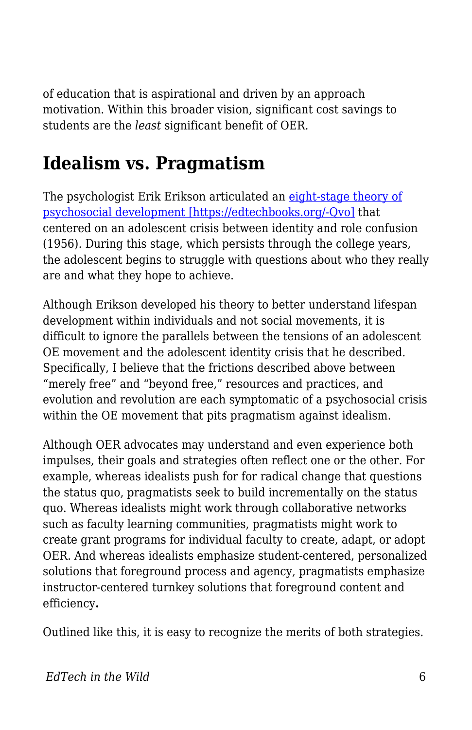of education that is aspirational and driven by an approach motivation. Within this broader vision, significant cost savings to students are the *least* significant benefit of OER.

## Idealism vs. Pragmatism

The psychologist Erik Erikson articulated an [eight-stage theory of psychosocial development [https://edtechbooks.org/-Qvo]](https://edtechbooks.org/-Qvo) that centered on an adolescent crisis between identity and role confusion (1956). During this stage, which persists through the college years, the adolescent begins to struggle with questions about who they really are and what they hope to achieve.

Although Erikson developed his theory to better understand lifespan development within individuals and not social movements, it is difficult to ignore the parallels between the tensions of an adolescent OE movement and the adolescent identity crisis that he described. Specifically, I believe that the frictions described above between "merely free" and "beyond free," resources and practices, and evolution and revolution are each symptomatic of a psychosocial crisis within the OE movement that pits pragmatism against idealism.

Although OER advocates may understand and even experience both impulses, their goals and strategies often reflect one or the other. For example, whereas idealists push for for radical change that questions the status quo, pragmatists seek to build incrementally on the status quo. Whereas idealists might work through collaborative networks such as faculty learning communities, pragmatists might work to create grant programs for individual faculty to create, adapt, or adopt OER. And whereas idealists emphasize student-centered, personalized solutions that foreground process and agency, pragmatists emphasize instructor-centered turnkey solutions that foreground content and efficiency.

Outlined like this, it is easy to recognize the merits of both strategies.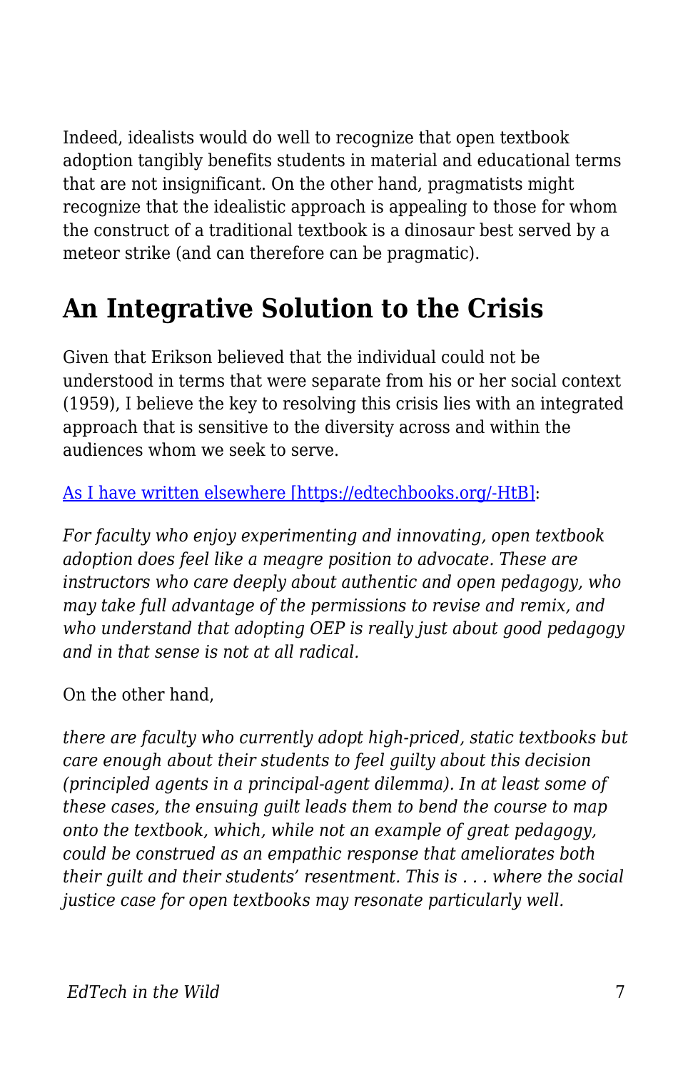Indeed, idealists would do well to recognize that open textbook adoption tangibly benefits students in material and educational terms that are not insignificant. On the other hand, pragmatists might recognize that the idealistic approach is appealing to those for whom the construct of a traditional textbook is a dinosaur best served by a meteor strike (and can therefore can be pragmatic).

## An Integrative Solution to the Crisis

Given that Erikson believed that the individual could not be understood in terms that were separate from his or her social context (1959), I believe the key to resolving this crisis lies with an integrated approach that is sensitive to the diversity across and within the audiences whom we seek to serve.

[As I have written elsewhere [https://edtechbooks.org/-HtB]](https://edtechbooks.org/-HtB):

*For faculty who enjoy experimenting and innovating, open textbook adoption does feel like a meagre position to advocate. These are instructors who care deeply about authentic and open pedagogy, who may take full advantage of the permissions to revise and remix, and who understand that adopting OEP is really just about good pedagogy and in that sense is not at all radical.*

On the other hand,

*there are faculty who currently adopt high-priced, static textbooks but care enough about their students to feel guilty about this decision (principled agents in a principal-agent dilemma). In at least some of these cases, the ensuing guilt leads them to bend the course to map onto the textbook, which, while not an example of great pedagogy, could be construed as an empathic response that ameliorates both their guilt and their students' resentment. This is . . . where the social justice case for open textbooks may resonate particularly well.*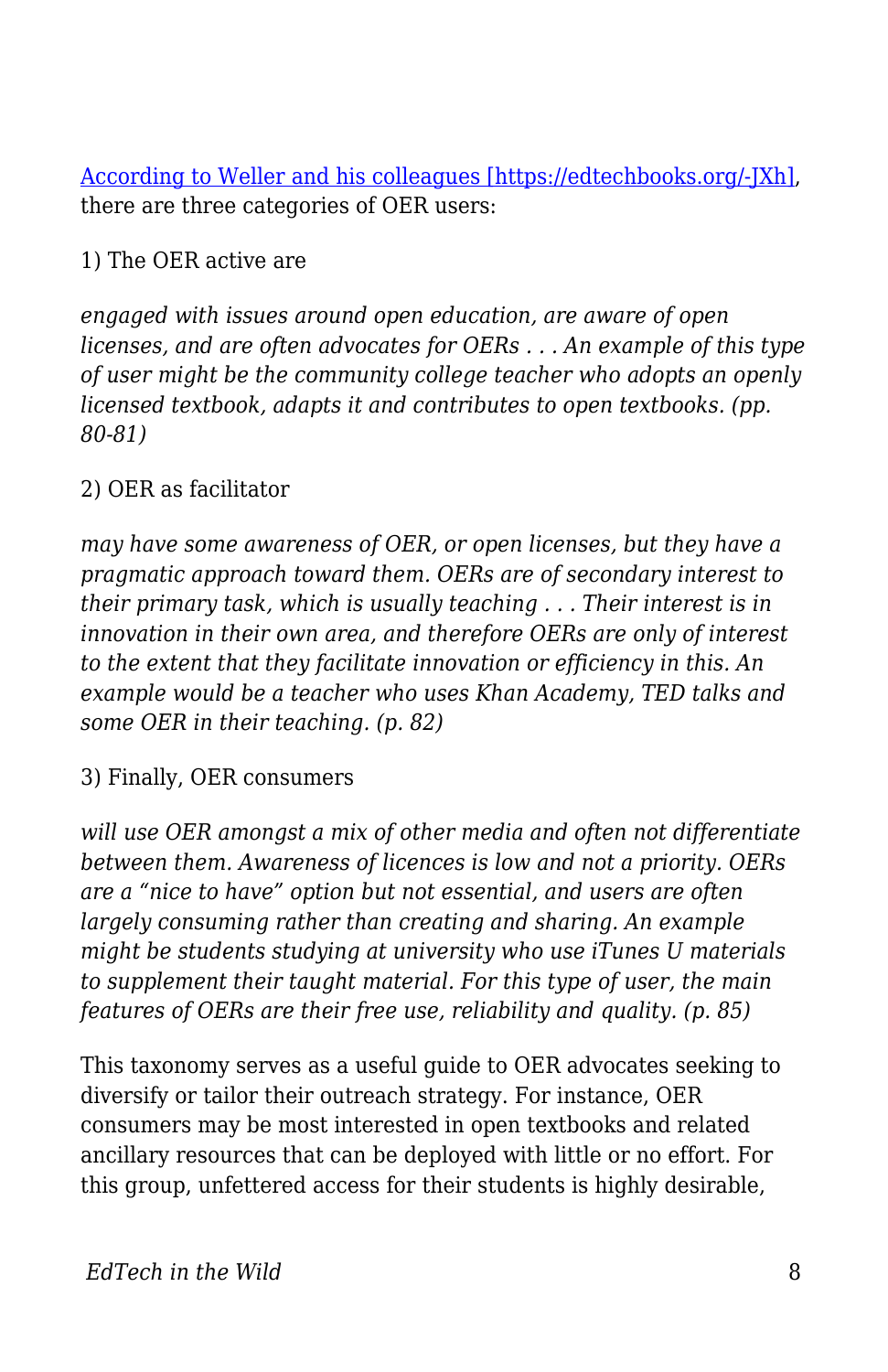[According to Weller and his colleagues [https://edtechbooks.org/-JXh]](https://edtechbooks.org/-JXh), there are three categories of OER users:

1) The OER active are

*engaged with issues around open education, are aware of open licenses, and are often advocates for OERs . . . An example of this type of user might be the community college teacher who adopts an openly licensed textbook, adapts it and contributes to open textbooks. (pp. 80-81)*

2) OER as facilitator

*may have some awareness of OER, or open licenses, but they have a pragmatic approach toward them. OERs are of secondary interest to their primary task, which is usually teaching . . . Their interest is in innovation in their own area, and therefore OERs are only of interest to the extent that they facilitate innovation or efficiency in this. An example would be a teacher who uses Khan Academy, TED talks and some OER in their teaching. (p. 82)*

3) Finally, OER consumers

*will use OER amongst a mix of other media and often not differentiate between them. Awareness of licences is low and not a priority. OERs are a "nice to have" option but not essential, and users are often largely consuming rather than creating and sharing. An example might be students studying at university who use iTunes U materials to supplement their taught material. For this type of user, the main features of OERs are their free use, reliability and quality. (p. 85)*

This taxonomy serves as a useful guide to OER advocates seeking to diversify or tailor their outreach strategy. For instance, OER consumers may be most interested in open textbooks and related ancillary resources that can be deployed with little or no effort. For this group, unfettered access for their students is highly desirable,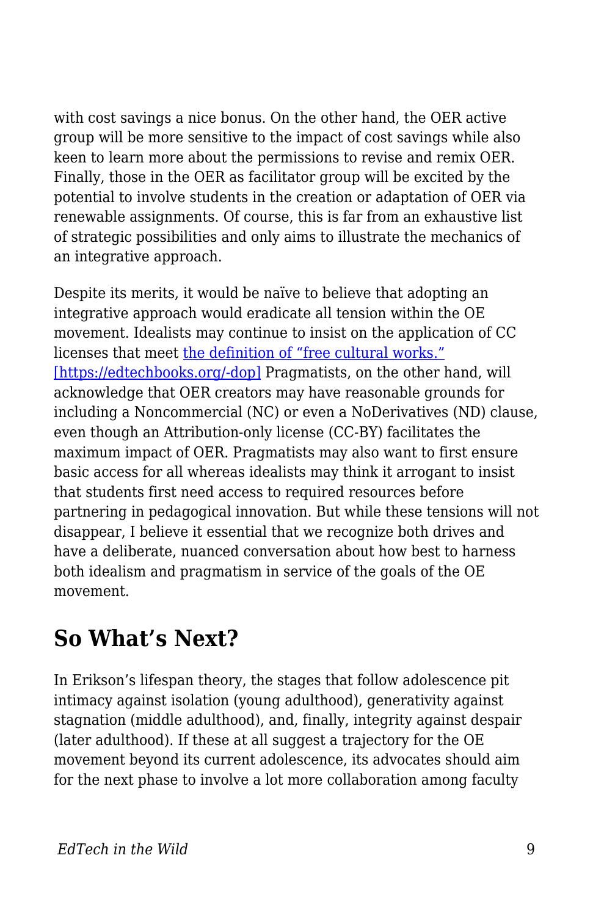with cost savings a nice bonus. On the other hand, the OER active group will be more sensitive to the impact of cost savings while also keen to learn more about the permissions to revise and remix OER. Finally, those in the OER as facilitator group will be excited by the potential to involve students in the creation or adaptation of OER via renewable assignments. Of course, this is far from an exhaustive list of strategic possibilities and only aims to illustrate the mechanics of an integrative approach.

Despite its merits, it would be naïve to believe that adopting an integrative approach would eradicate all tension within the OE movement. Idealists may continue to insist on the application of CC licenses that meet [the definition of "free cultural works."](https://edtechbooks.org/-dop) [https://edtechbooks.org/-dop] Pragmatists, on the other hand, will acknowledge that OER creators may have reasonable grounds for including a Noncommercial (NC) or even a NoDerivatives (ND) clause, even though an Attribution-only license (CC-BY) facilitates the maximum impact of OER. Pragmatists may also want to first ensure basic access for all whereas idealists may think it arrogant to insist that students first need access to required resources before partnering in pedagogical innovation. But while these tensions will not disappear, I believe it essential that we recognize both drives and have a deliberate, nuanced conversation about how best to harness both idealism and pragmatism in service of the goals of the OE movement.

## So What's Next?

In Erikson's lifespan theory, the stages that follow adolescence pit intimacy against isolation (young adulthood), generativity against stagnation (middle adulthood), and, finally, integrity against despair (later adulthood). If these at all suggest a trajectory for the OE movement beyond its current adolescence, its advocates should aim for the next phase to involve a lot more collaboration among faculty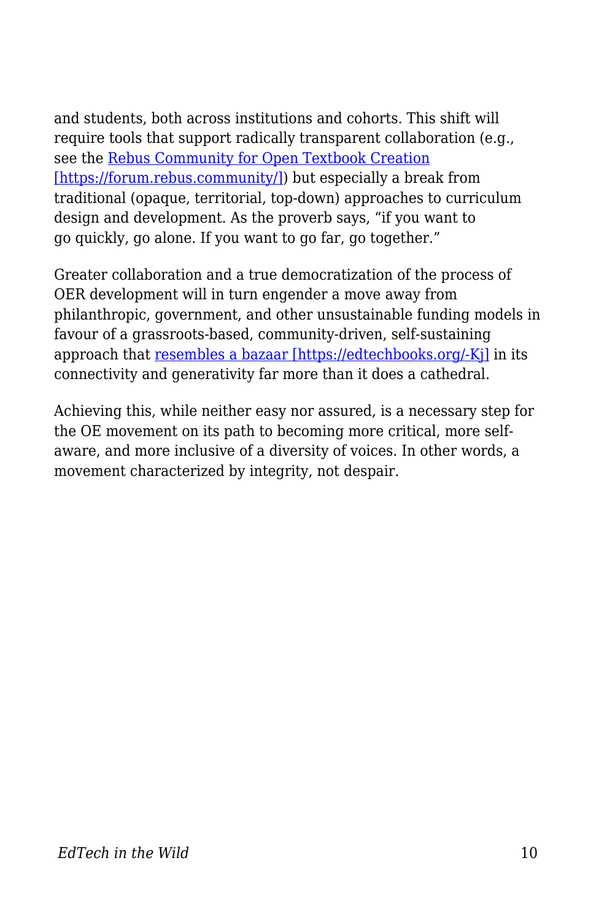and students, both across institutions and cohorts. This shift will require tools that support radically transparent collaboration (e.g., see the [Rebus Community for Open Textbook Creation [https://forum.rebus.community/]](https://forum.rebus.community/)) but especially a break from traditional (opaque, territorial, top-down) approaches to curriculum design and development. As the proverb says, "if you want to go quickly, go alone. If you want to go far, go together."

Greater collaboration and a true democratization of the process of OER development will in turn engender a move away from philanthropic, government, and other unsustainable funding models in favour of a grassroots-based, community-driven, self-sustaining approach that [resembles a bazaar [https://edtechbooks.org/-Kj]](https://edtechbooks.org/-Kj) in its connectivity and generativity far more than it does a cathedral.

Achieving this, while neither easy nor assured, is a necessary step for the OE movement on its path to becoming more critical, more self-aware, and more inclusive of a diversity of voices. In other words, a movement characterized by integrity, not despair.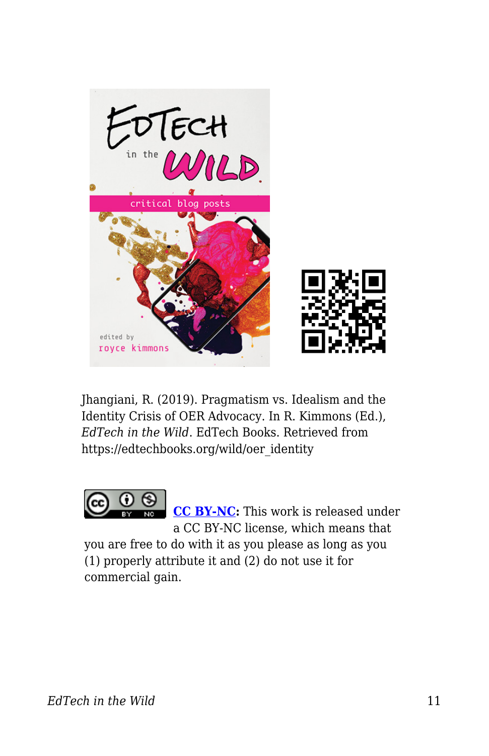Jhangiani, R. (2019). Pragmatism vs. Idealism and the Identity Crisis of OER Advocacy. In R. Kimmons (Ed.), *EdTech in the Wild*. EdTech Books. Retrieved from https://edtechbooks.org/wild/oer_identity

**CC BY-NC:** This work is released under a CC BY-NC license, which means that you are free to do with it as you please as long as you (1) properly attribute it and (2) do not use it for commercial gain.